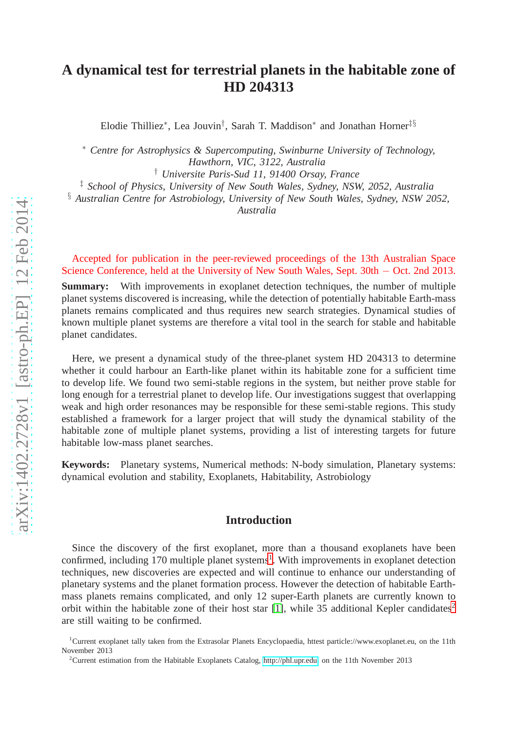# A dynamical test for terrestrial planets in the habitable zone of HD 204313

Elodie Thilliez*, Lea Jouvin†, Sarah T. Maddison* and Jonathan Horner‡§

* *Centre for Astrophysics & Supercomputing, Swinburne University of Technology, Hawthorn, VIC, 3122, Australia*

† *Universite Paris-Sud 11, 91400 Orsay, France*

‡ *School of Physics, University of New South Wales, Sydney, NSW, 2052, Australia*

§ *Australian Centre for Astrobiology, University of New South Wales, Sydney, NSW 2052, Australia*

Accepted for publication in the peer-reviewed proceedings of the 13th Australian Space Science Conference, held at the University of New South Wales, Sept. 30th – Oct. 2nd 2013.

**Summary:** With improvements in exoplanet detection techniques, the number of multiple planet systems discovered is increasing, while the detection of potentially habitable Earth-mass planets remains complicated and thus requires new search strategies. Dynamical studies of known multiple planet systems are therefore a vital tool in the search for stable and habitable planet candidates.

Here, we present a dynamical study of the three-planet system HD 204313 to determine whether it could harbour an Earth-like planet within its habitable zone for a sufficient time to develop life. We found two semi-stable regions in the system, but neither prove stable for long enough for a terrestrial planet to develop life. Our investigations suggest that overlapping weak and high order resonances may be responsible for these semi-stable regions. This study established a framework for a larger project that will study the dynamical stability of the habitable zone of multiple planet systems, providing a list of interesting targets for future habitable low-mass planet searches.

**Keywords:** Planetary systems, Numerical methods: N-body simulation, Planetary systems: dynamical evolution and stability, Exoplanets, Habitability, Astrobiology

## Introduction

Since the discovery of the first exoplanet, more than a thousand exoplanets have been confirmed, including 170 multiple planet systems[1]. With improvements in exoplanet detection techniques, new discoveries are expected and will continue to enhance our understanding of planetary systems and the planet formation process. However the detection of habitable Earth-mass planets remains complicated, and only 12 super-Earth planets are currently known to orbit within the habitable zone of their host star [1], while 35 additional Kepler candidates[2] are still waiting to be confirmed.

[1]Current exoplanet tally taken from the Extrasolar Planets Encyclopaedia, httest particle://www.exoplanet.eu, on the 11th November 2013

[2]Current estimation from the Habitable Exoplanets Catalog, http://phl.upr.edu, on the 11th November 2013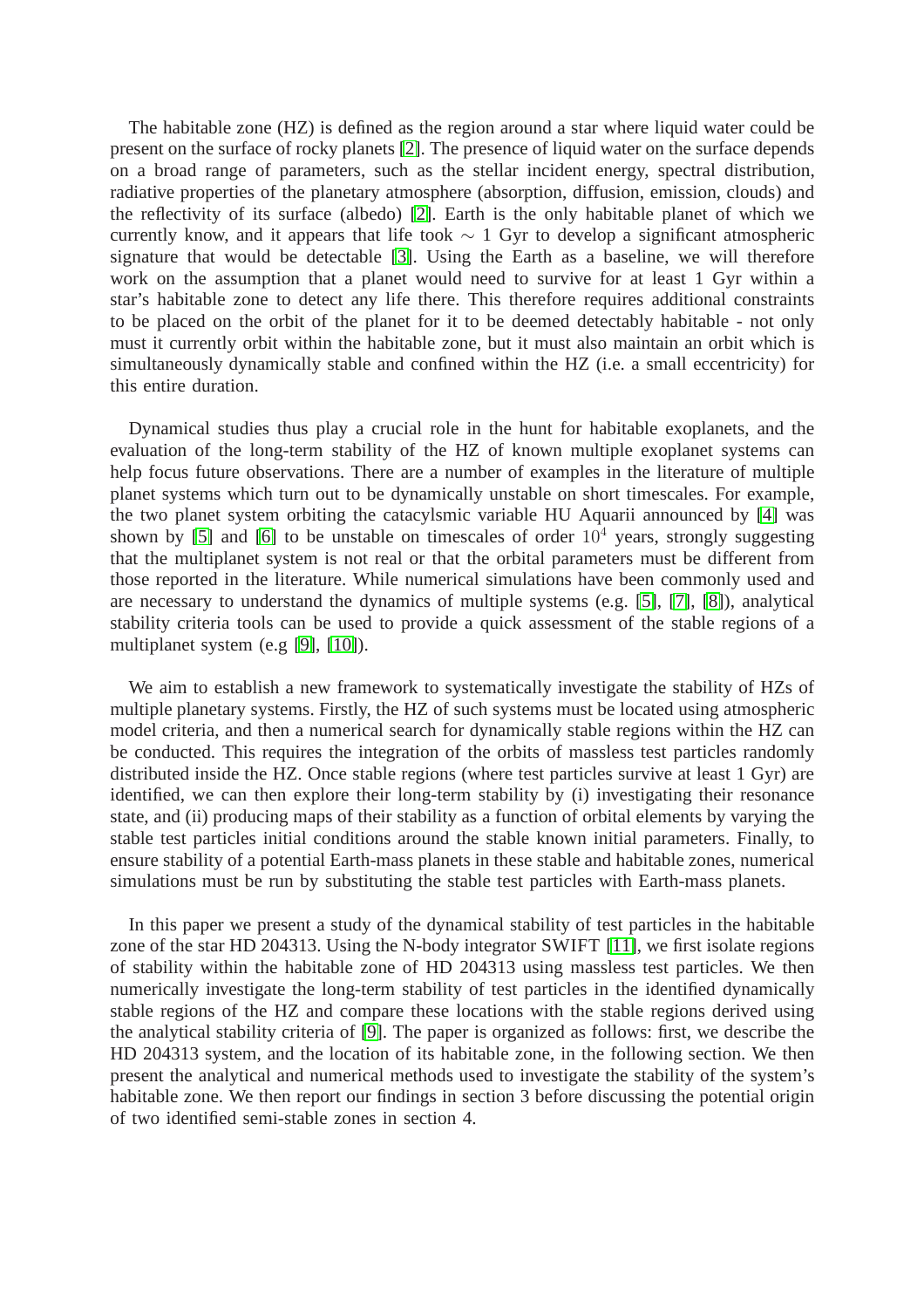The habitable zone (HZ) is defined as the region around a star where liquid water could be present on the surface of rocky planets [2]. The presence of liquid water on the surface depends on a broad range of parameters, such as the stellar incident energy, spectral distribution, radiative properties of the planetary atmosphere (absorption, diffusion, emission, clouds) and the reflectivity of its surface (albedo) [2]. Earth is the only habitable planet of which we currently know, and it appears that life took $\sim 1$ Gyr to develop a significant atmospheric signature that would be detectable [3]. Using the Earth as a baseline, we will therefore work on the assumption that a planet would need to survive for at least 1 Gyr within a star's habitable zone to detect any life there. This therefore requires additional constraints to be placed on the orbit of the planet for it to be deemed detectably habitable - not only must it currently orbit within the habitable zone, but it must also maintain an orbit which is simultaneously dynamically stable and confined within the HZ (i.e. a small eccentricity) for this entire duration.

Dynamical studies thus play a crucial role in the hunt for habitable exoplanets, and the evaluation of the long-term stability of the HZ of known multiple exoplanet systems can help focus future observations. There are a number of examples in the literature of multiple planet systems which turn out to be dynamically unstable on short timescales. For example, the two planet system orbiting the cataclysmic variable HU Aquarii announced by [4] was shown by [5] and [6] to be unstable on timescales of order $10^4$ years, strongly suggesting that the multiplanet system is not real or that the orbital parameters must be different from those reported in the literature. While numerical simulations have been commonly used and are necessary to understand the dynamics of multiple systems (e.g. [5], [7], [8]), analytical stability criteria tools can be used to provide a quick assessment of the stable regions of a multiplanet system (e.g [9], [10]).

We aim to establish a new framework to systematically investigate the stability of HZs of multiple planetary systems. Firstly, the HZ of such systems must be located using atmospheric model criteria, and then a numerical search for dynamically stable regions within the HZ can be conducted. This requires the integration of the orbits of massless test particles randomly distributed inside the HZ. Once stable regions (where test particles survive at least 1 Gyr) are identified, we can then explore their long-term stability by (i) investigating their resonance state, and (ii) producing maps of their stability as a function of orbital elements by varying the stable test particles initial conditions around the stable known initial parameters. Finally, to ensure stability of a potential Earth-mass planets in these stable and habitable zones, numerical simulations must be run by substituting the stable test particles with Earth-mass planets.

In this paper we present a study of the dynamical stability of test particles in the habitable zone of the star HD 204313. Using the N-body integrator SWIFT [11], we first isolate regions of stability within the habitable zone of HD 204313 using massless test particles. We then numerically investigate the long-term stability of test particles in the identified dynamically stable regions of the HZ and compare these locations with the stable regions derived using the analytical stability criteria of [9]. The paper is organized as follows: first, we describe the HD 204313 system, and the location of its habitable zone, in the following section. We then present the analytical and numerical methods used to investigate the stability of the system's habitable zone. We then report our findings in section 3 before discussing the potential origin of two identified semi-stable zones in section 4.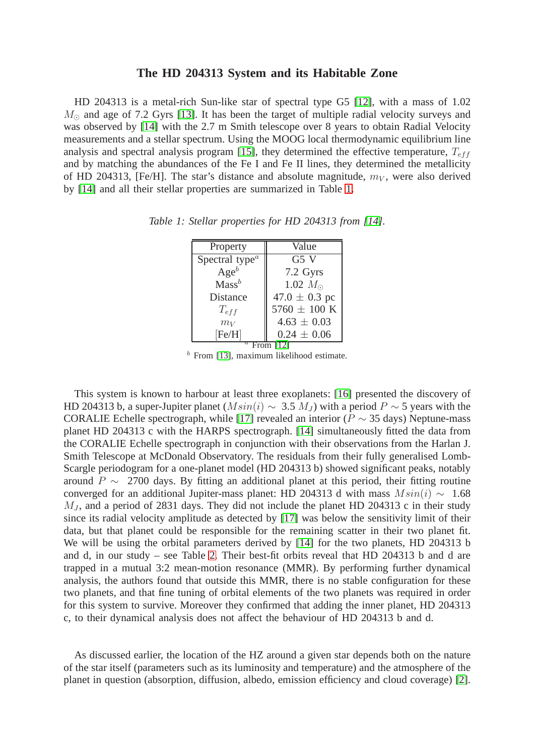## The HD 204313 System and its Habitable Zone

HD 204313 is a metal-rich Sun-like star of spectral type G5 [12], with a mass of 1.02 $M_{\odot}$ and age of 7.2 Gyrs [13]. It has been the target of multiple radial velocity surveys and was observed by [14] with the 2.7 m Smith telescope over 8 years to obtain Radial Velocity measurements and a stellar spectrum. Using the MOOG local thermodynamic equilibrium line analysis and spectral analysis program [15], they determined the effective temperature, $T_{eff}$ and by matching the abundances of the Fe I and Fe II lines, they determined the metallicity of HD 204313, [Fe/H]. The star's distance and absolute magnitude, $m_V$, were also derived by [14] and all their stellar properties are summarized in Table 1.

*Table 1: Stellar properties for HD 204313 from [14].*

| Property | Value |
|---|---|
| Spectral type[a] | G5 V |
| Age[b] | 7.2 Gyrs |
| Mass[b] | 1.02 $M_{\odot}$ |
| Distance | 47.0 ± 0.3 pc |
| $T_{eff}$ | 5760 ± 100 K |
| $m_V$ | 4.63 ± 0.03 |
| [Fe/H] | 0.24 ± 0.06 |

[a] From [12]

[b] From [13], maximum likelihood estimate.

This system is known to harbour at least three exoplanets: [16] presented the discovery of HD 204313 b, a super-Jupiter planet ($Msin(i) \sim$ 3.5 $M_J$) with a period $P \sim 5$ years with the CORALIE Echelle spectrograph, while [17] revealed an interior ($P \sim 35$ days) Neptune-mass planet HD 204313 c with the HARPS spectrograph. [14] simultaneously fitted the data from the CORALIE Echelle spectrograph in conjunction with their observations from the Harlan J. Smith Telescope at McDonald Observatory. The residuals from their fully generalised Lomb-Scargle periodogram for a one-planet model (HD 204313 b) showed significant peaks, notably around $P \sim$ 2700 days. By fitting an additional planet at this period, their fitting routine converged for an additional Jupiter-mass planet: HD 204313 d with mass $Msin(i) \sim$ 1.68 $M_J$, and a period of 2831 days. They did not include the planet HD 204313 c in their study since its radial velocity amplitude as detected by [17] was below the sensitivity limit of their data, but that planet could be responsible for the remaining scatter in their two planet fit. We will be using the orbital parameters derived by [14] for the two planets, HD 204313 b and d, in our study – see Table 2. Their best-fit orbits reveal that HD 204313 b and d are trapped in a mutual 3:2 mean-motion resonance (MMR). By performing further dynamical analysis, the authors found that outside this MMR, there is no stable configuration for these two planets, and that fine tuning of orbital elements of the two planets was required in order for this system to survive. Moreover they confirmed that adding the inner planet, HD 204313 c, to their dynamical analysis does not affect the behaviour of HD 204313 b and d.

As discussed earlier, the location of the HZ around a given star depends both on the nature of the star itself (parameters such as its luminosity and temperature) and the atmosphere of the planet in question (absorption, diffusion, albedo, emission efficiency and cloud coverage) [2].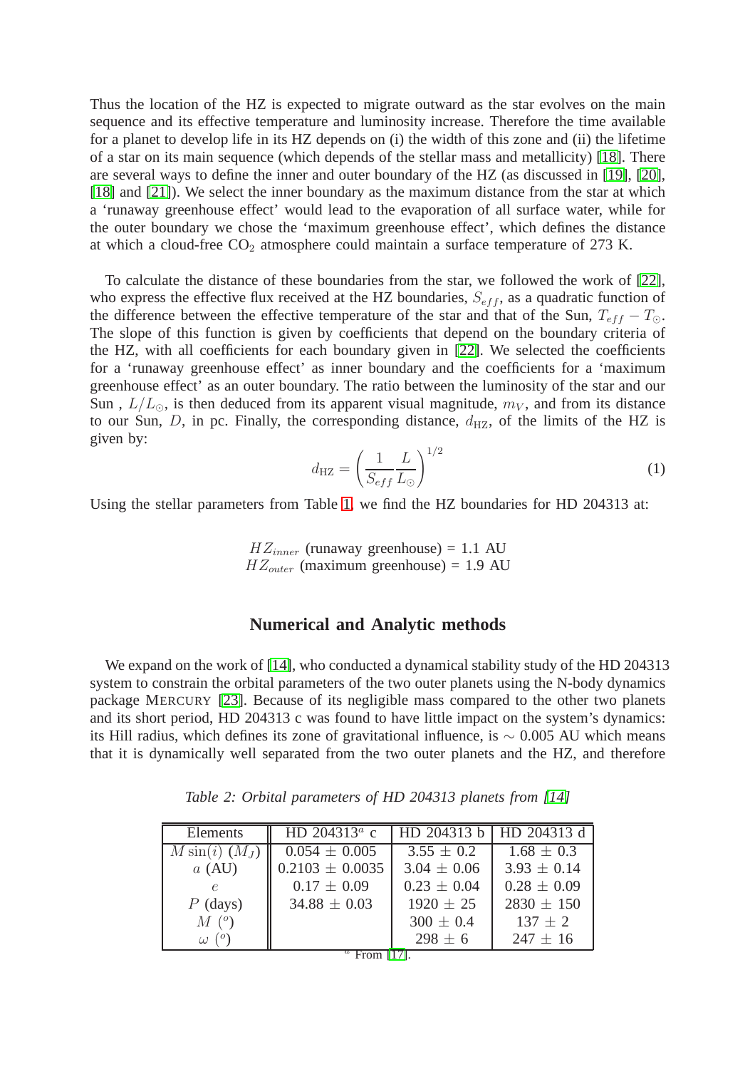Thus the location of the HZ is expected to migrate outward as the star evolves on the main sequence and its effective temperature and luminosity increase. Therefore the time available for a planet to develop life in its HZ depends on (i) the width of this zone and (ii) the lifetime of a star on its main sequence (which depends of the stellar mass and metallicity) [18]. There are several ways to define the inner and outer boundary of the HZ (as discussed in [19], [20], [18] and [21]). We select the inner boundary as the maximum distance from the star at which a 'runaway greenhouse effect' would lead to the evaporation of all surface water, while for the outer boundary we chose the 'maximum greenhouse effect', which defines the distance at which a cloud-free $CO_2$ atmosphere could maintain a surface temperature of 273 K.

To calculate the distance of these boundaries from the star, we followed the work of [22], who express the effective flux received at the HZ boundaries, $S_{eff}$, as a quadratic function of the difference between the effective temperature of the star and that of the Sun, $T_{eff} - T_{\odot}$. The slope of this function is given by coefficients that depend on the boundary criteria of the HZ, with all coefficients for each boundary given in [22]. We selected the coefficients for a 'runaway greenhouse effect' as inner boundary and the coefficients for a 'maximum greenhouse effect' as an outer boundary. The ratio between the luminosity of the star and our Sun , $L/L_{\odot}$, is then deduced from its apparent visual magnitude, $m_V$, and from its distance to our Sun, $D$, in pc. Finally, the corresponding distance, $d_{\mathrm{HZ}}$, of the limits of the HZ is given by:

$$d_{\mathrm{HZ}} = \left( \frac{1}{S_{eff}} \frac{L}{L_{\odot}} \right)^{1/2} \tag{1}$$

Using the stellar parameters from Table 1, we find the HZ boundaries for HD 204313 at:

$HZ_{inner}$ (runaway greenhouse) = 1.1 AU
$HZ_{outer}$ (maximum greenhouse) = 1.9 AU

## Numerical and Analytic methods

We expand on the work of [14], who conducted a dynamical stability study of the HD 204313 system to constrain the orbital parameters of the two outer planets using the N-body dynamics package MERCURY [23]. Because of its negligible mass compared to the other two planets and its short period, HD 204313 c was found to have little impact on the system's dynamics: its Hill radius, which defines its zone of gravitational influence, is $\sim$ 0.005 AU which means that it is dynamically well separated from the two outer planets and the HZ, and therefore

*Table 2: Orbital parameters of HD 204313 planets from [14]*

| Elements | HD 204313[a] c | HD 204313 b | HD 204313 d |
|---|---|---|---|
| $M\sin(i)$ $(M_J)$ | 0.054 $\pm$ 0.005 | 3.55 $\pm$ 0.2 | 1.68 $\pm$ 0.3 |
| $a$ (AU) | 0.2103 $\pm$ 0.0035 | 3.04 $\pm$ 0.06 | 3.93 $\pm$ 0.14 |
| $e$ | 0.17 $\pm$ 0.09 | 0.23 $\pm$ 0.04 | 0.28 $\pm$ 0.09 |
| $P$ (days) | 34.88 $\pm$ 0.03 | 1920 $\pm$ 25 | 2830 $\pm$ 150 |
| $M$ $(^o)$ | | 300 $\pm$ 0.4 | 137 $\pm$ 2 |
| $\omega$ $(^o)$ | | 298 $\pm$ 6 | 247 $\pm$ 16 |

[a] From [17].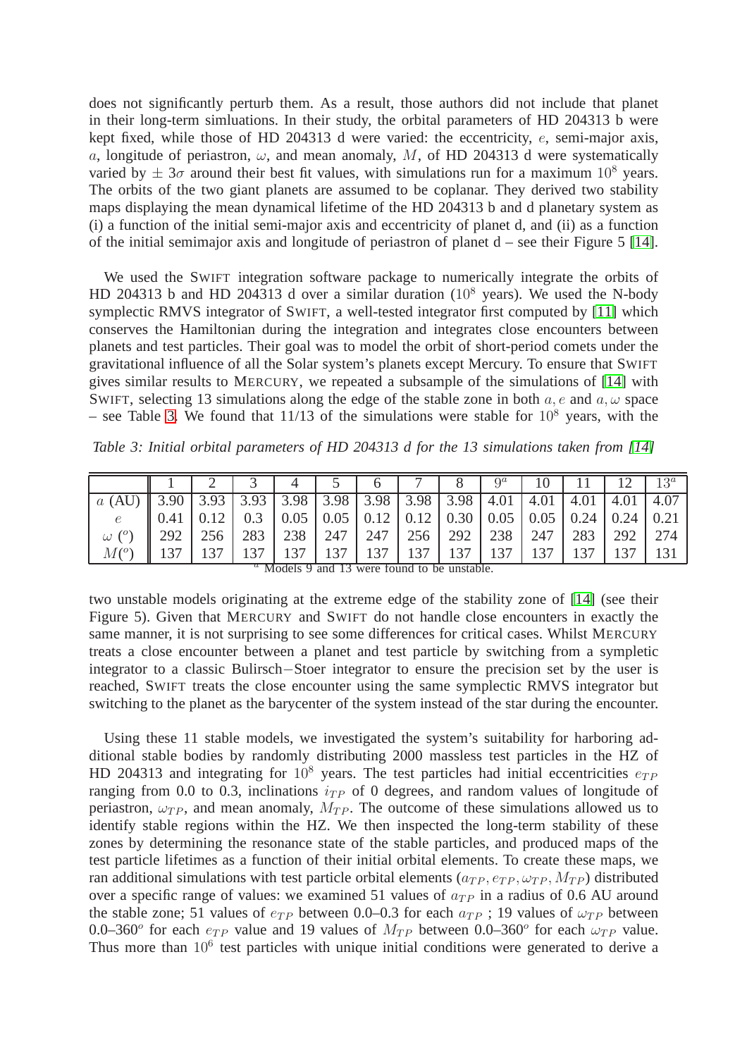does not significantly perturb them. As a result, those authors did not include that planet in their long-term simluations. In their study, the orbital parameters of HD 204313 b were kept fixed, while those of HD 204313 d were varied: the eccentricity, $e$, semi-major axis, $a$, longitude of periastron, $\omega$, and mean anomaly, $M$, of HD 204313 d were systematically varied by $\pm 3\sigma$ around their best fit values, with simulations run for a maximum $10^8$ years. The orbits of the two giant planets are assumed to be coplanar. They derived two stability maps displaying the mean dynamical lifetime of the HD 204313 b and d planetary system as (i) a function of the initial semi-major axis and eccentricity of planet d, and (ii) as a function of the initial semimajor axis and longitude of periastron of planet d – see their Figure 5 [14].

We used the SWIFT integration software package to numerically integrate the orbits of HD 204313 b and HD 204313 d over a similar duration ($10^8$ years). We used the N-body symplectic RMVS integrator of SWIFT, a well-tested integrator first computed by [11] which conserves the Hamiltonian during the integration and integrates close encounters between planets and test particles. Their goal was to model the orbit of short-period comets under the gravitational influence of all the Solar system's planets except Mercury. To ensure that SWIFT gives similar results to MERCURY, we repeated a subsample of the simulations of [14] with SWIFT, selecting 13 simulations along the edge of the stable zone in both $a, e$ and $a, \omega$ space – see Table 3. We found that 11/13 of the simulations were stable for $10^8$ years, with the two unstable models originating at the extreme edge of the stability zone of [14] (see their Figure 5). Given that MERCURY and SWIFT do not handle close encounters in exactly the same manner, it is not surprising to see some differences for critical cases. Whilst MERCURY treats a close encounter between a planet and test particle by switching from a sympletic integrator to a classic Bulirsch−Stoer integrator to ensure the precision set by the user is reached, SWIFT treats the close encounter using the same symplectic RMVS integrator but switching to the planet as the barycenter of the system instead of the star during the encounter.

*Table 3: Initial orbital parameters of HD 204313 d for the 13 simulations taken from [14]*

| | 1 | 2 | 3 | 4 | 5 | 6 | 7 | 8 | 9[a] | 10 | 11 | 12 | 13[a] |
|---|---|---|---|---|---|---|---|---|---|---|---|---|---|
| $a$ (AU) | 3.90 | 3.93 | 3.93 | 3.98 | 3.98 | 3.98 | 3.98 | 3.98 | 4.01 | 4.01 | 4.01 | 4.01 | 4.07 |
| $e$ | 0.41 | 0.12 | 0.3 | 0.05 | 0.05 | 0.12 | 0.12 | 0.30 | 0.05 | 0.05 | 0.24 | 0.24 | 0.21 |
| $\omega$ ($^o$) | 292 | 256 | 283 | 238 | 247 | 247 | 256 | 292 | 238 | 247 | 283 | 292 | 274 |
| $M$($^o$) | 137 | 137 | 137 | 137 | 137 | 137 | 137 | 137 | 137 | 137 | 137 | 137 | 131 |

[a] Models 9 and 13 were found to be unstable.

Using these 11 stable models, we investigated the system's suitability for harboring additional stable bodies by randomly distributing 2000 massless test particles in the HZ of HD 204313 and integrating for $10^8$ years. The test particles had initial eccentricities $e_{TP}$ ranging from 0.0 to 0.3, inclinations $i_{TP}$ of 0 degrees, and random values of longitude of periastron, $\omega_{TP}$, and mean anomaly, $M_{TP}$. The outcome of these simulations allowed us to identify stable regions within the HZ. We then inspected the long-term stability of these zones by determining the resonance state of the stable particles, and produced maps of the test particle lifetimes as a function of their initial orbital elements. To create these maps, we ran additional simulations with test particle orbital elements ($a_{TP}, e_{TP}, \omega_{TP}, M_{TP}$) distributed over a specific range of values: we examined 51 values of $a_{TP}$ in a radius of 0.6 AU around the stable zone; 51 values of $e_{TP}$ between 0.0–0.3 for each $a_{TP}$ ; 19 values of $\omega_{TP}$ between 0.0–360$^o$ for each $e_{TP}$ value and 19 values of $M_{TP}$ between 0.0–360$^o$ for each $\omega_{TP}$ value. Thus more than $10^6$ test particles with unique initial conditions were generated to derive a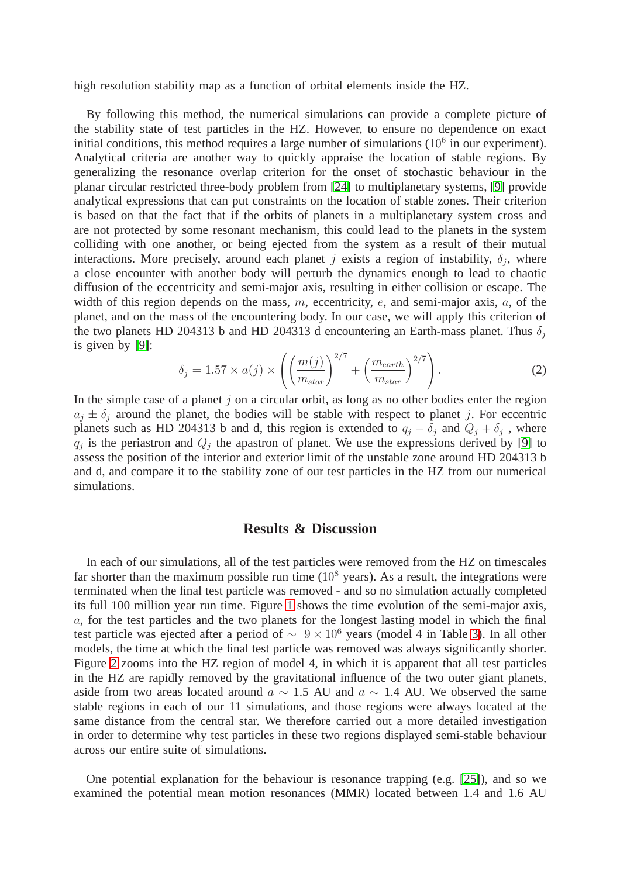high resolution stability map as a function of orbital elements inside the HZ.

By following this method, the numerical simulations can provide a complete picture of the stability state of test particles in the HZ. However, to ensure no dependence on exact initial conditions, this method requires a large number of simulations ($10^6$ in our experiment). Analytical criteria are another way to quickly appraise the location of stable regions. By generalizing the resonance overlap criterion for the onset of stochastic behaviour in the planar circular restricted three-body problem from [24] to multiplanetary systems, [9] provide analytical expressions that can put constraints on the location of stable zones. Their criterion is based on that the fact that if the orbits of planets in a multiplanetary system cross and are not protected by some resonant mechanism, this could lead to the planets in the system colliding with one another, or being ejected from the system as a result of their mutual interactions. More precisely, around each planet $j$ exists a region of instability, $\delta_j$, where a close encounter with another body will perturb the dynamics enough to lead to chaotic diffusion of the eccentricity and semi-major axis, resulting in either collision or escape. The width of this region depends on the mass, $m$, eccentricity, $e$, and semi-major axis, $a$, of the planet, and on the mass of the encountering body. In our case, we will apply this criterion of the two planets HD 204313 b and HD 204313 d encountering an Earth-mass planet. Thus $\delta_j$ is given by [9]:

$$\delta_j = 1.57 \times a(j) \times \left( \left( \frac{m(j)}{m_{star}} \right)^{2/7} + \left( \frac{m_{earth}}{m_{star}} \right)^{2/7} \right). \tag{2}$$

In the simple case of a planet $j$ on a circular orbit, as long as no other bodies enter the region $a_j \pm \delta_j$ around the planet, the bodies will be stable with respect to planet $j$. For eccentric planets such as HD 204313 b and d, this region is extended to $q_j - \delta_j$ and $Q_j + \delta_j$ , where $q_j$ is the periastron and $Q_j$ the apastron of planet. We use the expressions derived by [9] to assess the position of the interior and exterior limit of the unstable zone around HD 204313 b and d, and compare it to the stability zone of our test particles in the HZ from our numerical simulations.

## Results & Discussion

In each of our simulations, all of the test particles were removed from the HZ on timescales far shorter than the maximum possible run time ($10^8$ years). As a result, the integrations were terminated when the final test particle was removed - and so no simulation actually completed its full 100 million year run time. Figure 1 shows the time evolution of the semi-major axis, $a$, for the test particles and the two planets for the longest lasting model in which the final test particle was ejected after a period of $\sim 9 \times 10^6$ years (model 4 in Table 3). In all other models, the time at which the final test particle was removed was always significantly shorter. Figure 2 zooms into the HZ region of model 4, in which it is apparent that all test particles in the HZ are rapidly removed by the gravitational influence of the two outer giant planets, aside from two areas located around $a \sim 1.5$ AU and $a \sim 1.4$ AU. We observed the same stable regions in each of our 11 simulations, and those regions were always located at the same distance from the central star. We therefore carried out a more detailed investigation in order to determine why test particles in these two regions displayed semi-stable behaviour across our entire suite of simulations.

One potential explanation for the behaviour is resonance trapping (e.g. [25]), and so we examined the potential mean motion resonances (MMR) located between 1.4 and 1.6 AU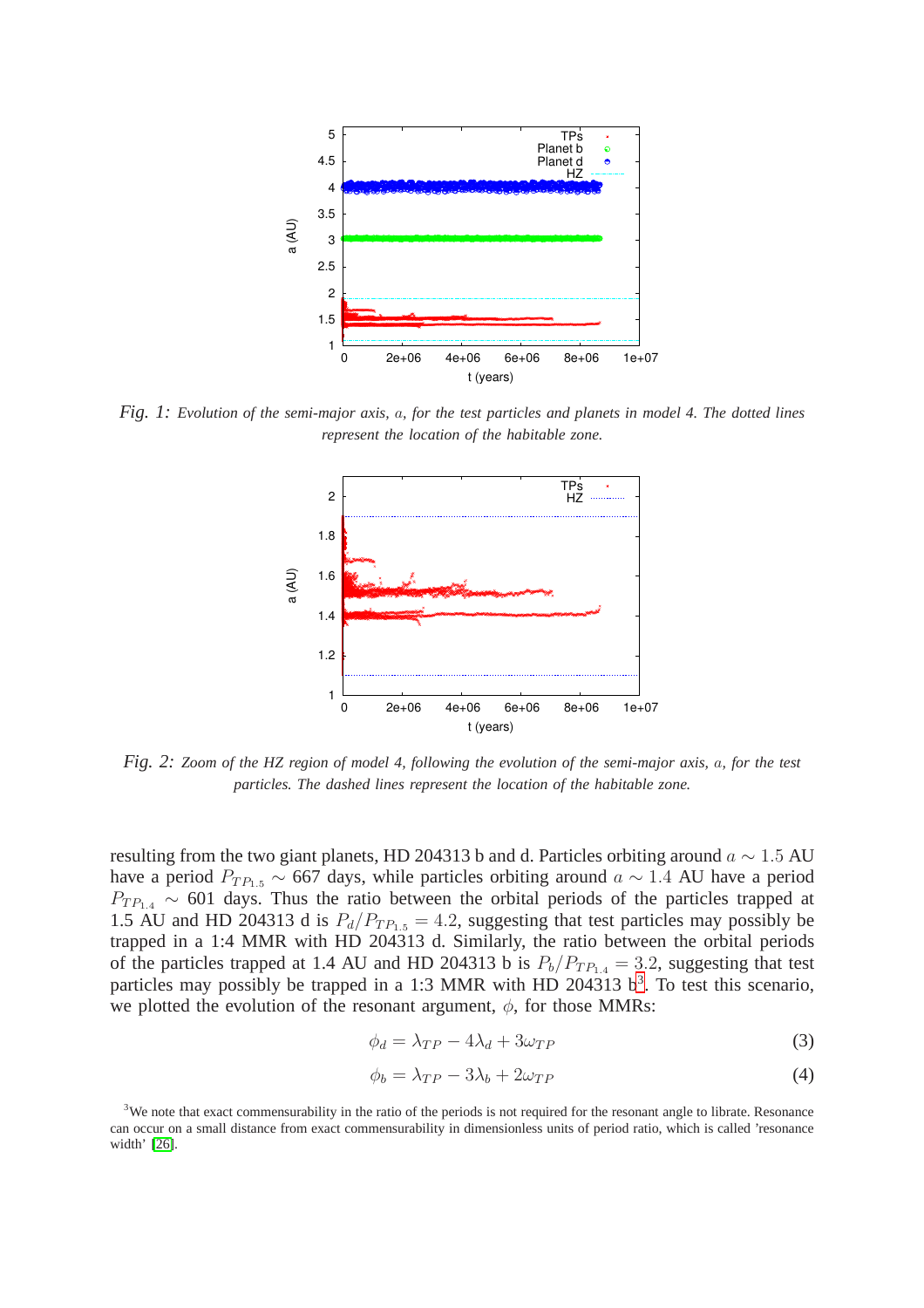*Fig. 1:* *Evolution of the semi-major axis, $a$, for the test particles and planets in model 4. The dotted lines represent the location of the habitable zone.*

*Fig. 2:* *Zoom of the HZ region of model 4, following the evolution of the semi-major axis, $a$, for the test particles. The dashed lines represent the location of the habitable zone.*

resulting from the two giant planets, HD 204313 b and d. Particles orbiting around $a \sim 1.5$ AU have a period $P_{TP_{1.5}} \sim 667$ days, while particles orbiting around $a \sim 1.4$ AU have a period $P_{TP_{1.4}} \sim 601$ days. Thus the ratio between the orbital periods of the particles trapped at 1.5 AU and HD 204313 d is $P_d/P_{TP_{1.5}} = 4.2$, suggesting that test particles may possibly be trapped in a 1:4 MMR with HD 204313 d. Similarly, the ratio between the orbital periods of the particles trapped at 1.4 AU and HD 204313 b is $P_b/P_{TP_{1.4}} = 3.2$, suggesting that test particles may possibly be trapped in a 1:3 MMR with HD 204313 b[3]. To test this scenario, we plotted the evolution of the resonant argument, $\phi$, for those MMRs:

$$\phi_d = \lambda_{TP} - 4\lambda_d + 3\omega_{TP} \tag{3}$$

$$\phi_b = \lambda_{TP} - 3\lambda_b + 2\omega_{TP} \tag{4}$$

[3] We note that exact commensurability in the ratio of the periods is not required for the resonant angle to librate. Resonance can occur on a small distance from exact commensurability in dimensionless units of period ratio, which is called 'resonance width' [26].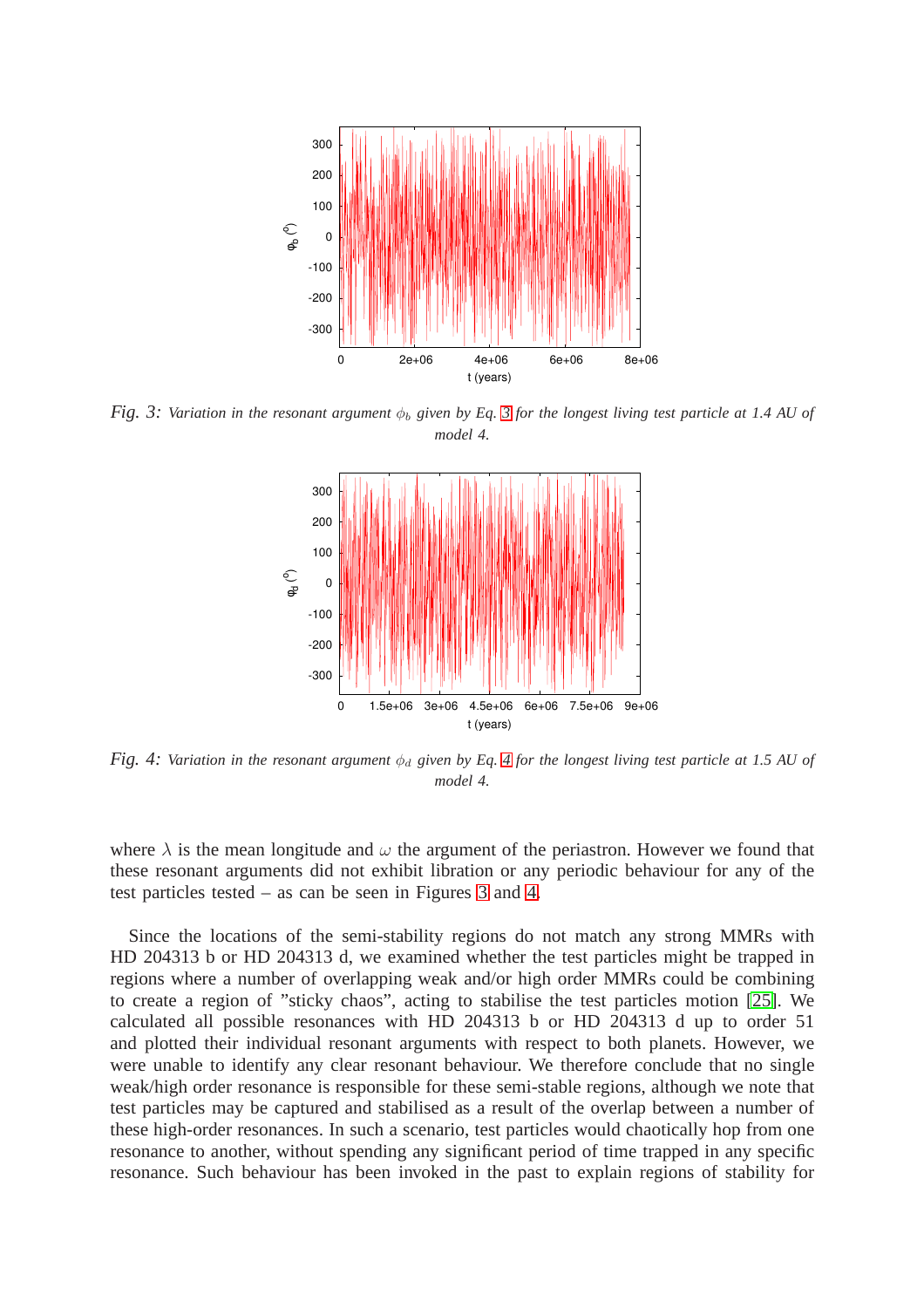*Fig. 3: Variation in the resonant argument $\phi_b$ given by Eq. 3 for the longest living test particle at 1.4 AU of model 4.*

*Fig. 4: Variation in the resonant argument $\phi_d$ given by Eq. 4 for the longest living test particle at 1.5 AU of model 4.*

where $\lambda$ is the mean longitude and $\omega$ the argument of the periastron. However we found that these resonant arguments did not exhibit libration or any periodic behaviour for any of the test particles tested – as can be seen in Figures 3 and 4.

Since the locations of the semi-stability regions do not match any strong MMRs with HD 204313 b or HD 204313 d, we examined whether the test particles might be trapped in regions where a number of overlapping weak and/or high order MMRs could be combining to create a region of "sticky chaos", acting to stabilise the test particles motion [25]. We calculated all possible resonances with HD 204313 b or HD 204313 d up to order 51 and plotted their individual resonant arguments with respect to both planets. However, we were unable to identify any clear resonant behaviour. We therefore conclude that no single weak/high order resonance is responsible for these semi-stable regions, although we note that test particles may be captured and stabilised as a result of the overlap between a number of these high-order resonances. In such a scenario, test particles would chaotically hop from one resonance to another, without spending any significant period of time trapped in any specific resonance. Such behaviour has been invoked in the past to explain regions of stability for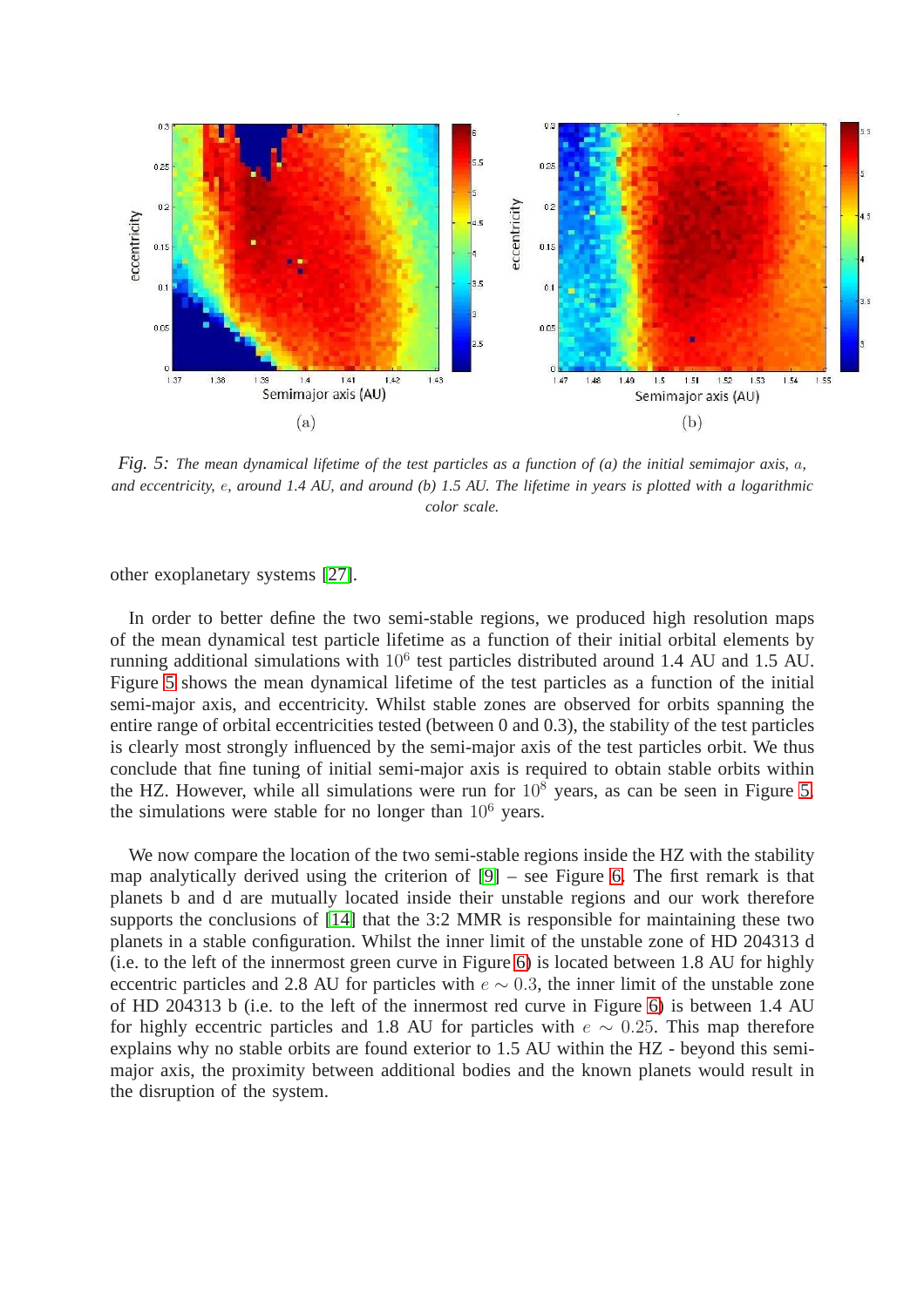*Fig. 5: The mean dynamical lifetime of the test particles as a function of (a) the initial semimajor axis, $a$, and eccentricity, $e$, around 1.4 AU, and around (b) 1.5 AU. The lifetime in years is plotted with a logarithmic color scale.*

other exoplanetary systems [27].

In order to better define the two semi-stable regions, we produced high resolution maps of the mean dynamical test particle lifetime as a function of their initial orbital elements by running additional simulations with $10^6$ test particles distributed around 1.4 AU and 1.5 AU. Figure 5 shows the mean dynamical lifetime of the test particles as a function of the initial semi-major axis, and eccentricity. Whilst stable zones are observed for orbits spanning the entire range of orbital eccentricities tested (between 0 and 0.3), the stability of the test particles is clearly most strongly influenced by the semi-major axis of the test particles orbit. We thus conclude that fine tuning of initial semi-major axis is required to obtain stable orbits within the HZ. However, while all simulations were run for $10^8$ years, as can be seen in Figure 5, the simulations were stable for no longer than $10^6$ years.

We now compare the location of the two semi-stable regions inside the HZ with the stability map analytically derived using the criterion of [9] – see Figure 6. The first remark is that planets b and d are mutually located inside their unstable regions and our work therefore supports the conclusions of [14] that the 3:2 MMR is responsible for maintaining these two planets in a stable configuration. Whilst the inner limit of the unstable zone of HD 204313 d (i.e. to the left of the innermost green curve in Figure 6) is located between 1.8 AU for highly eccentric particles and 2.8 AU for particles with $e \sim 0.3$, the inner limit of the unstable zone of HD 204313 b (i.e. to the left of the innermost red curve in Figure 6) is between 1.4 AU for highly eccentric particles and 1.8 AU for particles with $e \sim 0.25$. This map therefore explains why no stable orbits are found exterior to 1.5 AU within the HZ - beyond this semi-major axis, the proximity between additional bodies and the known planets would result in the disruption of the system.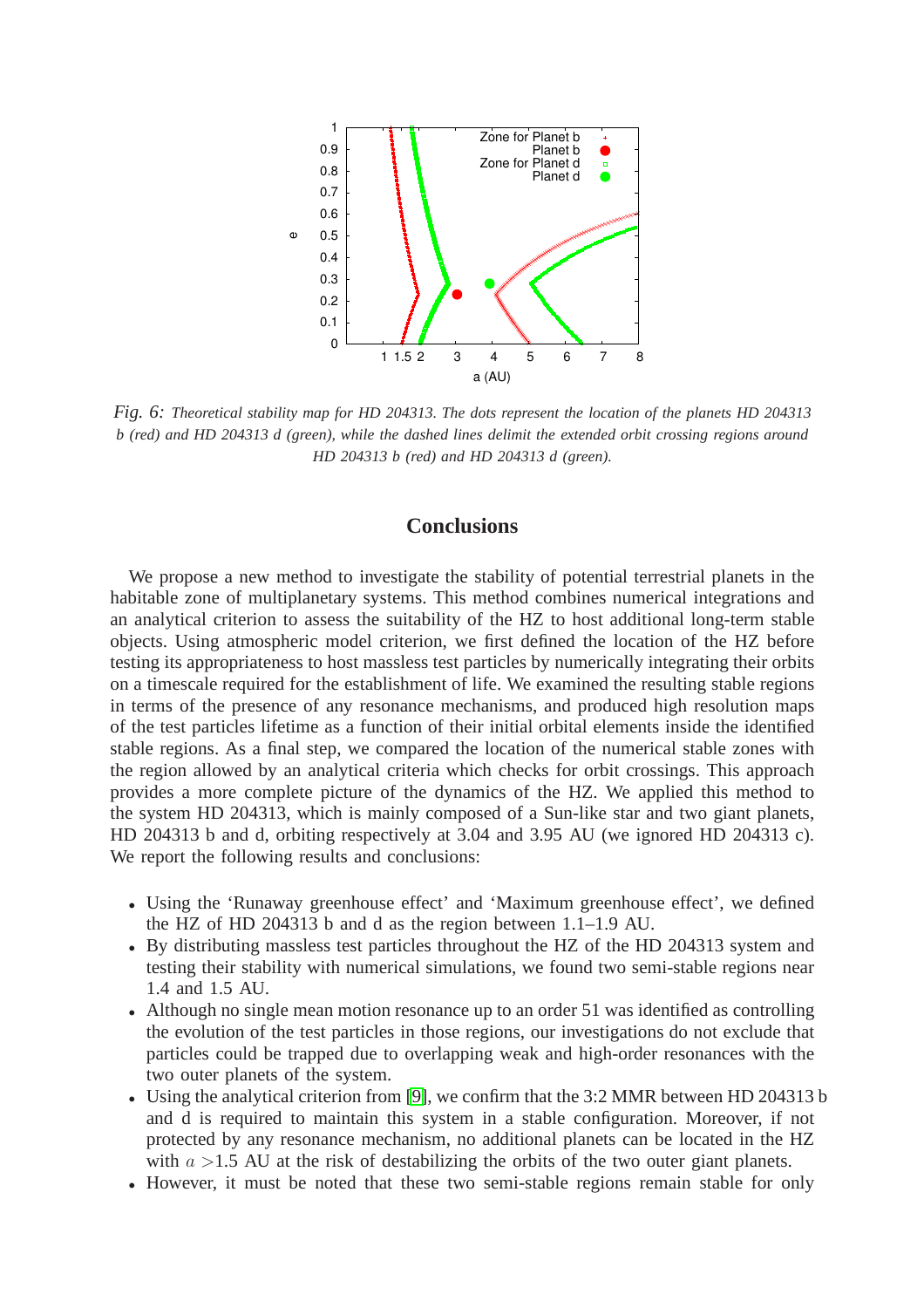*Fig. 6: Theoretical stability map for HD 204313. The dots represent the location of the planets HD 204313 b (red) and HD 204313 d (green), while the dashed lines delimit the extended orbit crossing regions around HD 204313 b (red) and HD 204313 d (green).*

## Conclusions

We propose a new method to investigate the stability of potential terrestrial planets in the habitable zone of multiplanetary systems. This method combines numerical integrations and an analytical criterion to assess the suitability of the HZ to host additional long-term stable objects. Using atmospheric model criterion, we first defined the location of the HZ before testing its appropriateness to host massless test particles by numerically integrating their orbits on a timescale required for the establishment of life. We examined the resulting stable regions in terms of the presence of any resonance mechanisms, and produced high resolution maps of the test particles lifetime as a function of their initial orbital elements inside the identified stable regions. As a final step, we compared the location of the numerical stable zones with the region allowed by an analytical criteria which checks for orbit crossings. This approach provides a more complete picture of the dynamics of the HZ. We applied this method to the system HD 204313, which is mainly composed of a Sun-like star and two giant planets, HD 204313 b and d, orbiting respectively at 3.04 and 3.95 AU (we ignored HD 204313 c). We report the following results and conclusions:

- Using the 'Runaway greenhouse effect' and 'Maximum greenhouse effect', we defined the HZ of HD 204313 b and d as the region between 1.1–1.9 AU.
- By distributing massless test particles throughout the HZ of the HD 204313 system and testing their stability with numerical simulations, we found two semi-stable regions near 1.4 and 1.5 AU.
- Although no single mean motion resonance up to an order 51 was identified as controlling the evolution of the test particles in those regions, our investigations do not exclude that particles could be trapped due to overlapping weak and high-order resonances with the two outer planets of the system.
- Using the analytical criterion from [9], we confirm that the 3:2 MMR between HD 204313 b and d is required to maintain this system in a stable configuration. Moreover, if not protected by any resonance mechanism, no additional planets can be located in the HZ with $a$ >1.5 AU at the risk of destabilizing the orbits of the two outer giant planets.
- However, it must be noted that these two semi-stable regions remain stable for only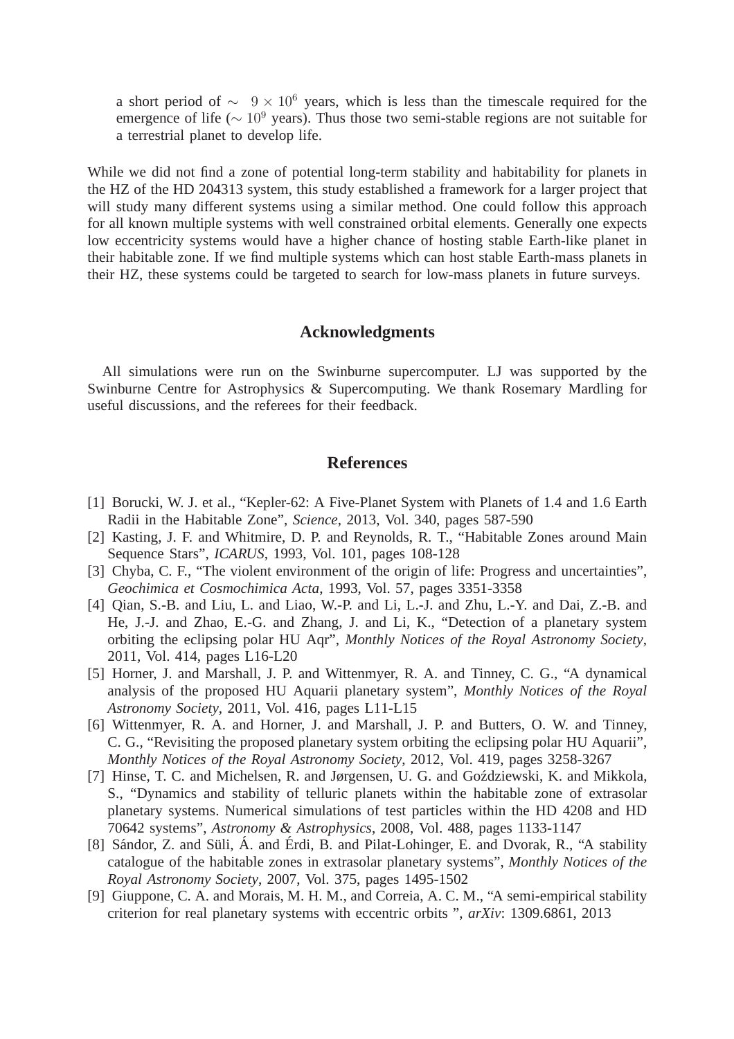a short period of $\sim 9 \times 10^6$ years, which is less than the timescale required for the emergence of life ($\sim 10^9$ years). Thus those two semi-stable regions are not suitable for a terrestrial planet to develop life.

While we did not find a zone of potential long-term stability and habitability for planets in the HZ of the HD 204313 system, this study established a framework for a larger project that will study many different systems using a similar method. One could follow this approach for all known multiple systems with well constrained orbital elements. Generally one expects low eccentricity systems would have a higher chance of hosting stable Earth-like planet in their habitable zone. If we find multiple systems which can host stable Earth-mass planets in their HZ, these systems could be targeted to search for low-mass planets in future surveys.

## Acknowledgments

All simulations were run on the Swinburne supercomputer. LJ was supported by the Swinburne Centre for Astrophysics & Supercomputing. We thank Rosemary Mardling for useful discussions, and the referees for their feedback.

## References

[1] Borucki, W. J. et al., "Kepler-62: A Five-Planet System with Planets of 1.4 and 1.6 Earth Radii in the Habitable Zone", *Science*, 2013, Vol. 340, pages 587-590

[2] Kasting, J. F. and Whitmire, D. P. and Reynolds, R. T., "Habitable Zones around Main Sequence Stars", *ICARUS*, 1993, Vol. 101, pages 108-128

[3] Chyba, C. F., "The violent environment of the origin of life: Progress and uncertainties", *Geochimica et Cosmochimica Acta*, 1993, Vol. 57, pages 3351-3358

[4] Qian, S.-B. and Liu, L. and Liao, W.-P. and Li, L.-J. and Zhu, L.-Y. and Dai, Z.-B. and He, J.-J. and Zhao, E.-G. and Zhang, J. and Li, K., "Detection of a planetary system orbiting the eclipsing polar HU Aqr", *Monthly Notices of the Royal Astronomy Society*, 2011, Vol. 414, pages L16-L20

[5] Horner, J. and Marshall, J. P. and Wittenmyer, R. A. and Tinney, C. G., "A dynamical analysis of the proposed HU Aquarii planetary system", *Monthly Notices of the Royal Astronomy Society*, 2011, Vol. 416, pages L11-L15

[6] Wittenmyer, R. A. and Horner, J. and Marshall, J. P. and Butters, O. W. and Tinney, C. G., "Revisiting the proposed planetary system orbiting the eclipsing polar HU Aquarii", *Monthly Notices of the Royal Astronomy Society*, 2012, Vol. 419, pages 3258-3267

[7] Hinse, T. C. and Michelsen, R. and Jørgensen, U. G. and Goździewski, K. and Mikkola, S., "Dynamics and stability of telluric planets within the habitable zone of extrasolar planetary systems. Numerical simulations of test particles within the HD 4208 and HD 70642 systems", *Astronomy & Astrophysics*, 2008, Vol. 488, pages 1133-1147

[8] Sándor, Z. and Süli, Á. and Érdi, B. and Pilat-Lohinger, E. and Dvorak, R., "A stability catalogue of the habitable zones in extrasolar planetary systems", *Monthly Notices of the Royal Astronomy Society*, 2007, Vol. 375, pages 1495-1502

[9] Giuppone, C. A. and Morais, M. H. M., and Correia, A. C. M., "A semi-empirical stability criterion for real planetary systems with eccentric orbits ", *arXiv*: 1309.6861, 2013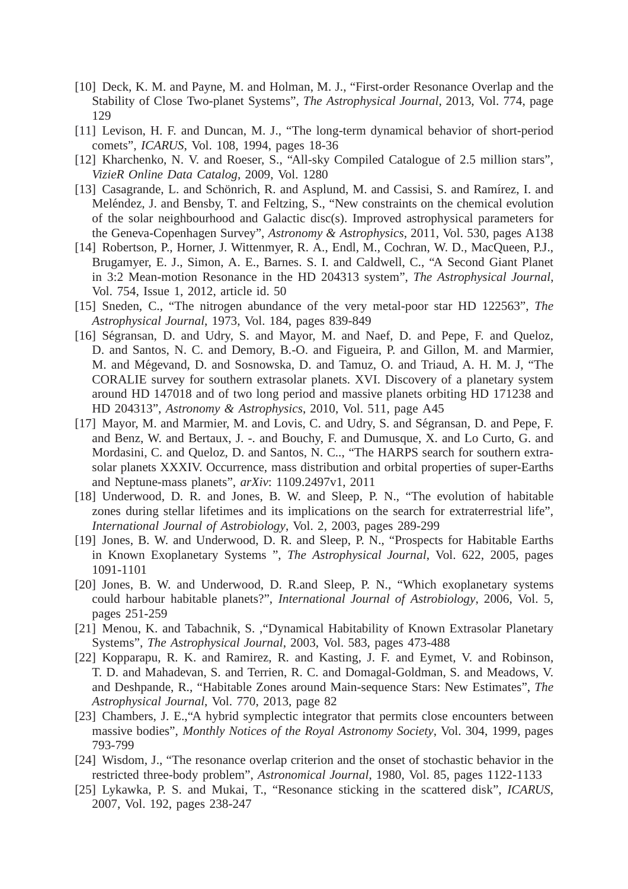[10] Deck, K. M. and Payne, M. and Holman, M. J., "First-order Resonance Overlap and the Stability of Close Two-planet Systems", *The Astrophysical Journal*, 2013, Vol. 774, page 129

[11] Levison, H. F. and Duncan, M. J., "The long-term dynamical behavior of short-period comets", *ICARUS*, Vol. 108, 1994, pages 18-36

[12] Kharchenko, N. V. and Roeser, S., "All-sky Compiled Catalogue of 2.5 million stars", *VizieR Online Data Catalog*, 2009, Vol. 1280

[13] Casagrande, L. and Schönrich, R. and Asplund, M. and Cassisi, S. and Ramírez, I. and Meléndez, J. and Bensby, T. and Feltzing, S., "New constraints on the chemical evolution of the solar neighbourhood and Galactic disc(s). Improved astrophysical parameters for the Geneva-Copenhagen Survey", *Astronomy & Astrophysics*, 2011, Vol. 530, pages A138

[14] Robertson, P., Horner, J. Wittenmyer, R. A., Endl, M., Cochran, W. D., MacQueen, P.J., Brugamyer, E. J., Simon, A. E., Barnes. S. I. and Caldwell, C., "A Second Giant Planet in 3:2 Mean-motion Resonance in the HD 204313 system", *The Astrophysical Journal*, Vol. 754, Issue 1, 2012, article id. 50

[15] Sneden, C., "The nitrogen abundance of the very metal-poor star HD 122563", *The Astrophysical Journal*, 1973, Vol. 184, pages 839-849

[16] Ségransan, D. and Udry, S. and Mayor, M. and Naef, D. and Pepe, F. and Queloz, D. and Santos, N. C. and Demory, B.-O. and Figueira, P. and Gillon, M. and Marmier, M. and Mégevand, D. and Sosnowska, D. and Tamuz, O. and Triaud, A. H. M. J, "The CORALIE survey for southern extrasolar planets. XVI. Discovery of a planetary system around HD 147018 and of two long period and massive planets orbiting HD 171238 and HD 204313", *Astronomy & Astrophysics*, 2010, Vol. 511, page A45

[17] Mayor, M. and Marmier, M. and Lovis, C. and Udry, S. and Ségransan, D. and Pepe, F. and Benz, W. and Bertaux, J. -. and Bouchy, F. and Dumusque, X. and Lo Curto, G. and Mordasini, C. and Queloz, D. and Santos, N. C.., "The HARPS search for southern extra-solar planets XXXIV. Occurrence, mass distribution and orbital properties of super-Earths and Neptune-mass planets", *arXiv*: 1109.2497v1, 2011

[18] Underwood, D. R. and Jones, B. W. and Sleep, P. N., "The evolution of habitable zones during stellar lifetimes and its implications on the search for extraterrestrial life", *International Journal of Astrobiology*, Vol. 2, 2003, pages 289-299

[19] Jones, B. W. and Underwood, D. R. and Sleep, P. N., "Prospects for Habitable Earths in Known Exoplanetary Systems ", *The Astrophysical Journal*, Vol. 622, 2005, pages 1091-1101

[20] Jones, B. W. and Underwood, D. R.and Sleep, P. N., "Which exoplanetary systems could harbour habitable planets?", *International Journal of Astrobiology*, 2006, Vol. 5, pages 251-259

[21] Menou, K. and Tabachnik, S. ,"Dynamical Habitability of Known Extrasolar Planetary Systems", *The Astrophysical Journal*, 2003, Vol. 583, pages 473-488

[22] Kopparapu, R. K. and Ramirez, R. and Kasting, J. F. and Eymet, V. and Robinson, T. D. and Mahadevan, S. and Terrien, R. C. and Domagal-Goldman, S. and Meadows, V. and Deshpande, R., "Habitable Zones around Main-sequence Stars: New Estimates", *The Astrophysical Journal*, Vol. 770, 2013, page 82

[23] Chambers, J. E.,"A hybrid symplectic integrator that permits close encounters between massive bodies", *Monthly Notices of the Royal Astronomy Society*, Vol. 304, 1999, pages 793-799

[24] Wisdom, J., "The resonance overlap criterion and the onset of stochastic behavior in the restricted three-body problem", *Astronomical Journal*, 1980, Vol. 85, pages 1122-1133

[25] Lykawka, P. S. and Mukai, T., "Resonance sticking in the scattered disk", *ICARUS*, 2007, Vol. 192, pages 238-247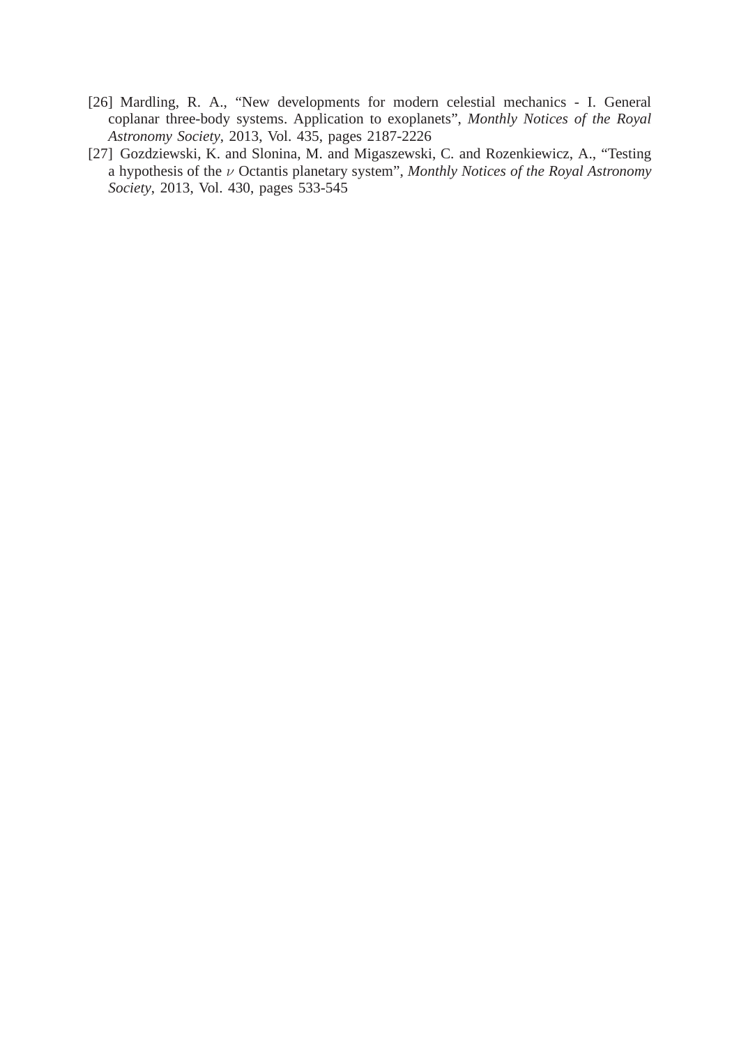[26] Mardling, R. A., “New developments for modern celestial mechanics - I. General coplanar three-body systems. Application to exoplanets”, *Monthly Notices of the Royal Astronomy Society*, 2013, Vol. 435, pages 2187-2226

[27] Gozdziewski, K. and Slonina, M. and Migaszewski, C. and Rozenkiewicz, A., “Testing a hypothesis of the $\nu$ Octantis planetary system”, *Monthly Notices of the Royal Astronomy Society*, 2013, Vol. 430, pages 533-545